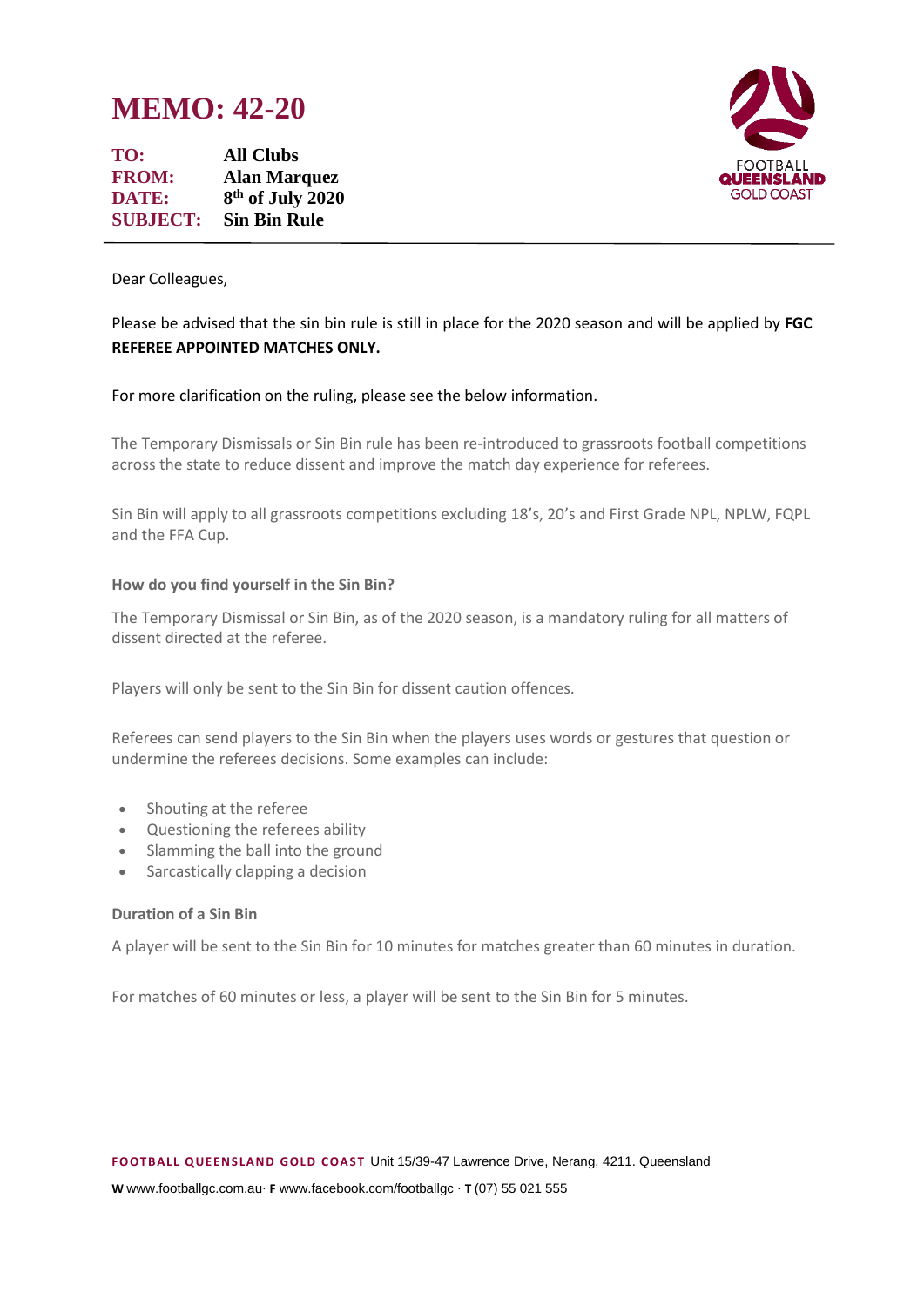# MEMO: 42-20

**TO:** All Clubs
**FROM:** Alan Marquez
**DATE:** 8th of July 2020
**SUBJECT:** Sin Bin Rule

---

Dear Colleagues,

Please be advised that the sin bin rule is still in place for the 2020 season and will be applied by **FGC REFEREE APPOINTED MATCHES ONLY.**

For more clarification on the ruling, please see the below information.

The Temporary Dismissals or Sin Bin rule has been re-introduced to grassroots football competitions across the state to reduce dissent and improve the match day experience for referees.

Sin Bin will apply to all grassroots competitions excluding 18's, 20's and First Grade NPL, NPLW, FQPL and the FFA Cup.

### How do you find yourself in the Sin Bin?

The Temporary Dismissal or Sin Bin, as of the 2020 season, is a mandatory ruling for all matters of dissent directed at the referee.

Players will only be sent to the Sin Bin for dissent caution offences.

Referees can send players to the Sin Bin when the players uses words or gestures that question or undermine the referees decisions. Some examples can include:

- Shouting at the referee
- Questioning the referees ability
- Slamming the ball into the ground
- Sarcastically clapping a decision

### Duration of a Sin Bin

A player will be sent to the Sin Bin for 10 minutes for matches greater than 60 minutes in duration.

For matches of 60 minutes or less, a player will be sent to the Sin Bin for 5 minutes.

**FOOTBALL QUEENSLAND GOLD COAST** Unit 15/39-47 Lawrence Drive, Nerang, 4211. Queensland
**W** www.footballgc.com.au· **F** www.facebook.com/footballgc · **T** (07) 55 021 555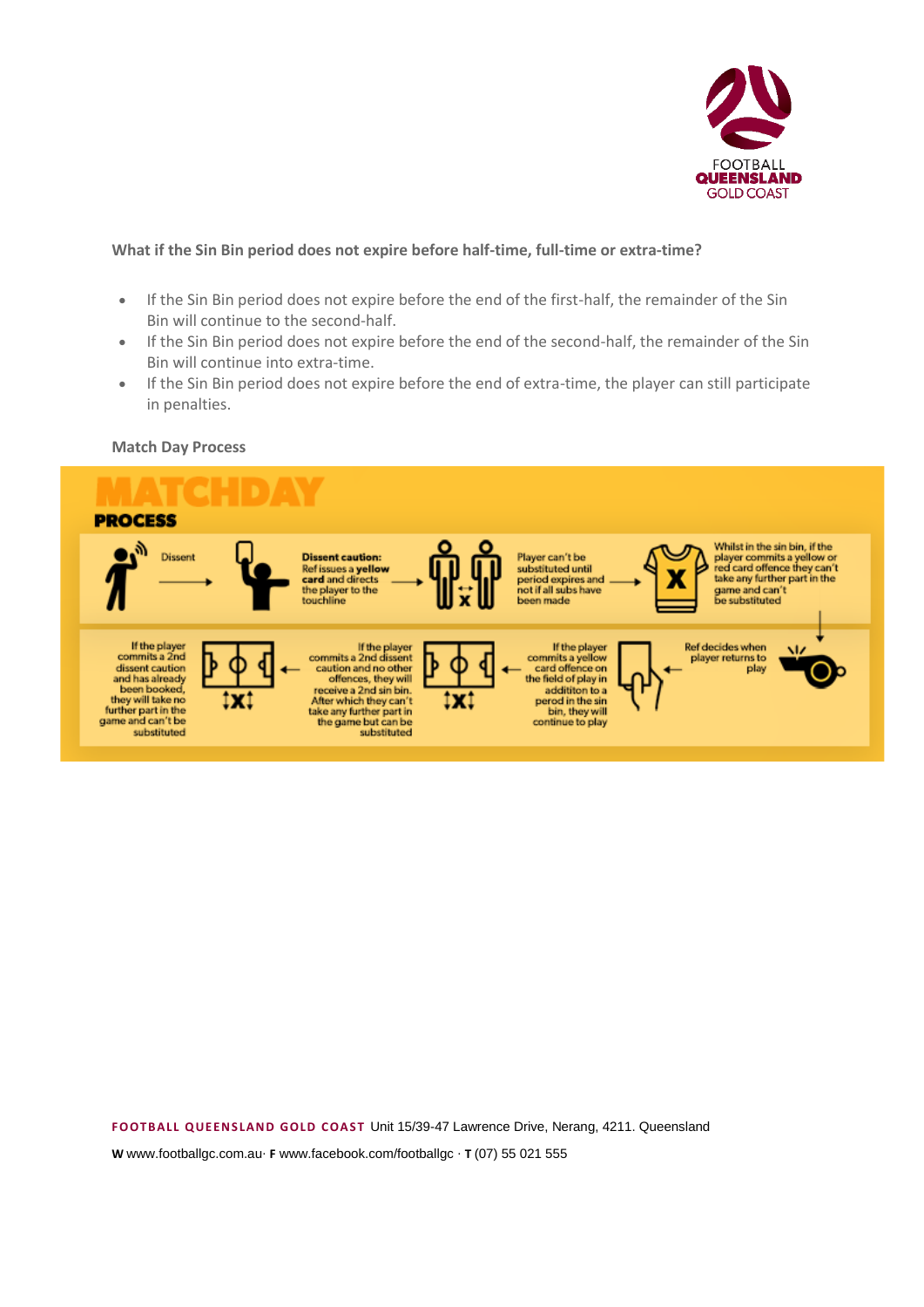**What if the Sin Bin period does not expire before half-time, full-time or extra-time?**

- If the Sin Bin period does not expire before the end of the first-half, the remainder of the Sin Bin will continue to the second-half.
- If the Sin Bin period does not expire before the end of the second-half, the remainder of the Sin Bin will continue into extra-time.
- If the Sin Bin period does not expire before the end of extra-time, the player can still participate in penalties.

**Match Day Process**

MATCHDAY PROCESS

Dissent → **Dissent caution:** Ref issues a **yellow card** and directs the player to the touchline → Player can't be substituted until period expires and not if all subs have been made → Whilst in the sin bin, if the player commits a yellow or red card offence they can't take any further part in the game and can't be substituted → Ref decides when player returns to play → If the player commits a yellow card offence on the field of play in addititon to a perod in the sin bin, they will continue to play → If the player commits a 2nd dissent caution and no other offences, they will receive a 2nd sin bin. After which they can't take any further part in the game but can be substituted → If the player commits a 2nd dissent caution and has already been booked, they will take no further part in the game and can't be substituted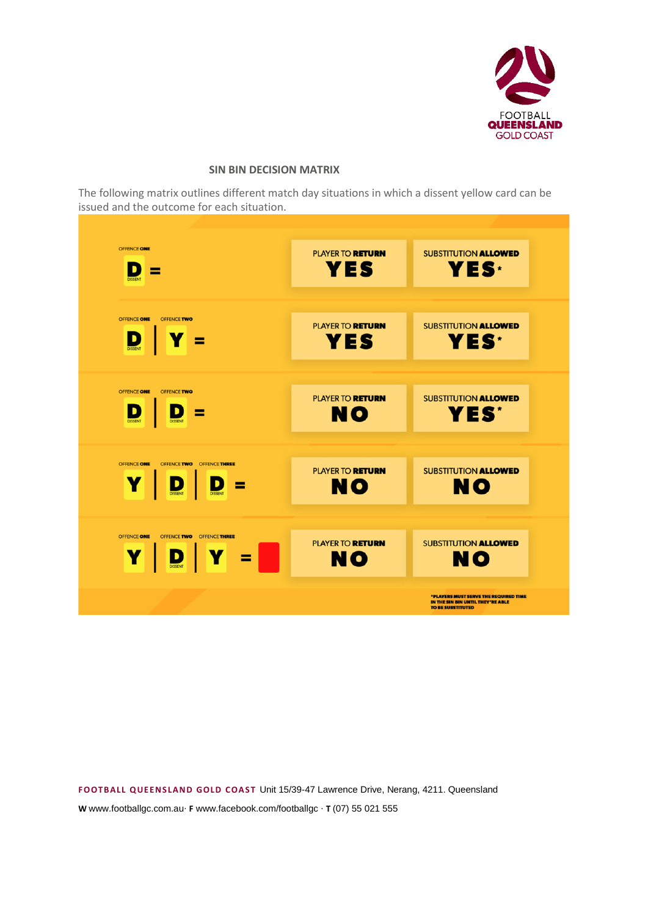## SIN BIN DECISION MATRIX

The following matrix outlines different match day situations in which a dissent yellow card can be issued and the outcome for each situation.

| Offence One | Offence Two | Offence Three | Result | Player to Return | Substitution Allowed |
|---|---|---|---|---|---|
| D (Dissent) | | | = | YES | YES* |
| D (Dissent) | Y | | = | YES | YES* |
| D (Dissent) | D (Dissent) | | = | NO | YES* |
| Y | D (Dissent) | D (Dissent) | = | NO | NO |
| Y | D (Dissent) | Y | = Red card | NO | NO |

*PLAYERS MUST SERVE THE REQUIRED TIME IN THE SIN BIN UNTIL THEY'RE ABLE TO BE SUBSTITUTED

**FOOTBALL QUEENSLAND GOLD COAST** Unit 15/39-47 Lawrence Drive, Nerang, 4211. Queensland

**W** www.footballgc.com.au· **F** www.facebook.com/footballgc · **T** (07) 55 021 555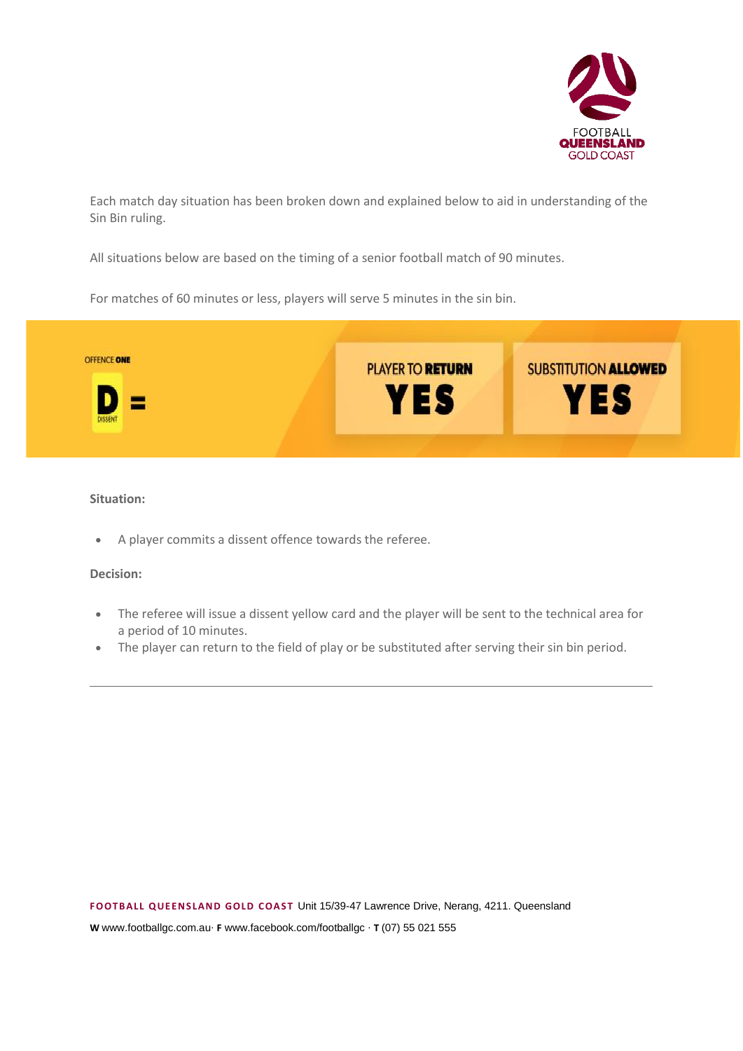Each match day situation has been broken down and explained below to aid in understanding of the Sin Bin ruling.

All situations below are based on the timing of a senior football match of 90 minutes.

For matches of 60 minutes or less, players will serve 5 minutes in the sin bin.

OFFENCE **ONE**

**D** DISSENT =

| PLAYER TO **RETURN** | SUBSTITUTION **ALLOWED** |
|---|---|
| **YES** | **YES** |

**Situation:**

- A player commits a dissent offence towards the referee.

**Decision:**

- The referee will issue a dissent yellow card and the player will be sent to the technical area for a period of 10 minutes.
- The player can return to the field of play or be substituted after serving their sin bin period.

---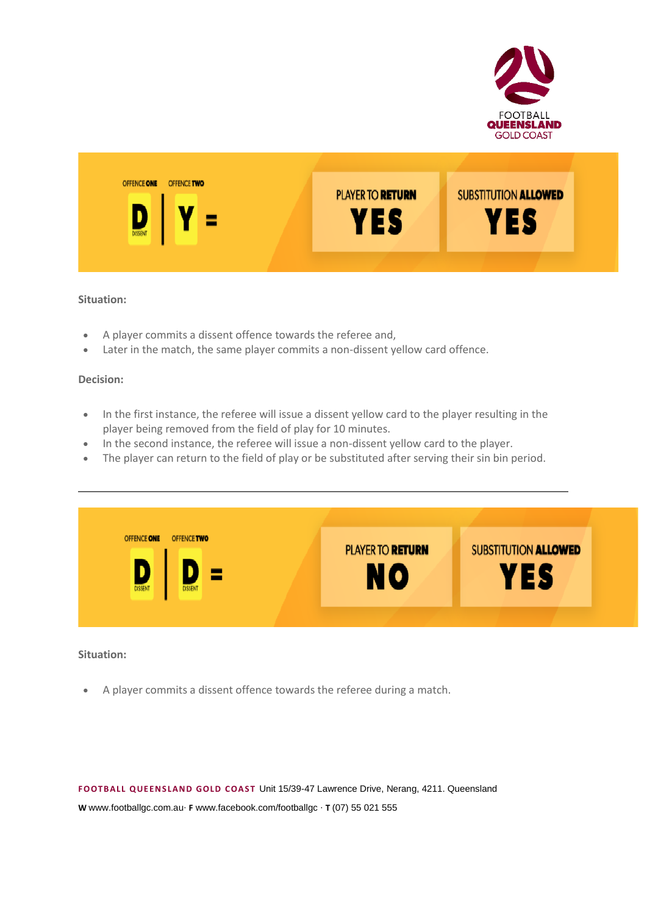FOOTBALL QUEENSLAND GOLD COAST

| OFFENCE ONE | OFFENCE TWO | | PLAYER TO RETURN | SUBSTITUTION ALLOWED |
|---|---|---|---|---|
| D (DISSENT) | Y | = | YES | YES |

**Situation:**

- A player commits a dissent offence towards the referee and,
- Later in the match, the same player commits a non-dissent yellow card offence.

**Decision:**

- In the first instance, the referee will issue a dissent yellow card to the player resulting in the player being removed from the field of play for 10 minutes.
- In the second instance, the referee will issue a non-dissent yellow card to the player.
- The player can return to the field of play or be substituted after serving their sin bin period.

---

| OFFENCE ONE | OFFENCE TWO | | PLAYER TO RETURN | SUBSTITUTION ALLOWED |
|---|---|---|---|---|
| D (DISSENT) | D (DISSENT) | = | NO | YES |

**Situation:**

- A player commits a dissent offence towards the referee during a match.

**FOOTBALL QUEENSLAND GOLD COAST** Unit 15/39-47 Lawrence Drive, Nerang, 4211. Queensland

**W** www.footballgc.com.au· **F** www.facebook.com/footballgc · **T** (07) 55 021 555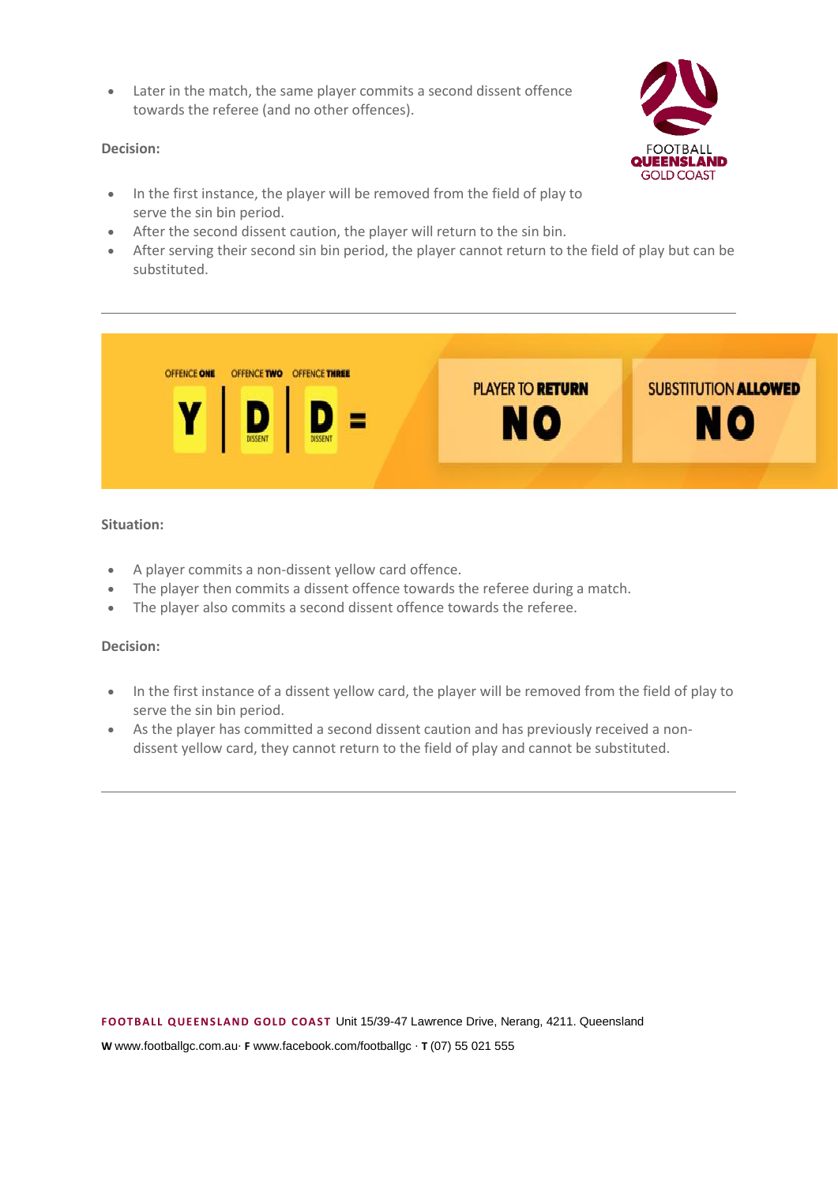- Later in the match, the same player commits a second dissent offence towards the referee (and no other offences).

**Decision:**

- In the first instance, the player will be removed from the field of play to serve the sin bin period.
- After the second dissent caution, the player will return to the sin bin.
- After serving their second sin bin period, the player cannot return to the field of play but can be substituted.

---

| OFFENCE ONE | OFFENCE TWO | OFFENCE THREE | | PLAYER TO RETURN | SUBSTITUTION ALLOWED |
|---|---|---|---|---|---|
| Y | D (DISSENT) | D (DISSENT) | = | NO | NO |

**Situation:**

- A player commits a non-dissent yellow card offence.
- The player then commits a dissent offence towards the referee during a match.
- The player also commits a second dissent offence towards the referee.

**Decision:**

- In the first instance of a dissent yellow card, the player will be removed from the field of play to serve the sin bin period.
- As the player has committed a second dissent caution and has previously received a non-dissent yellow card, they cannot return to the field of play and cannot be substituted.

---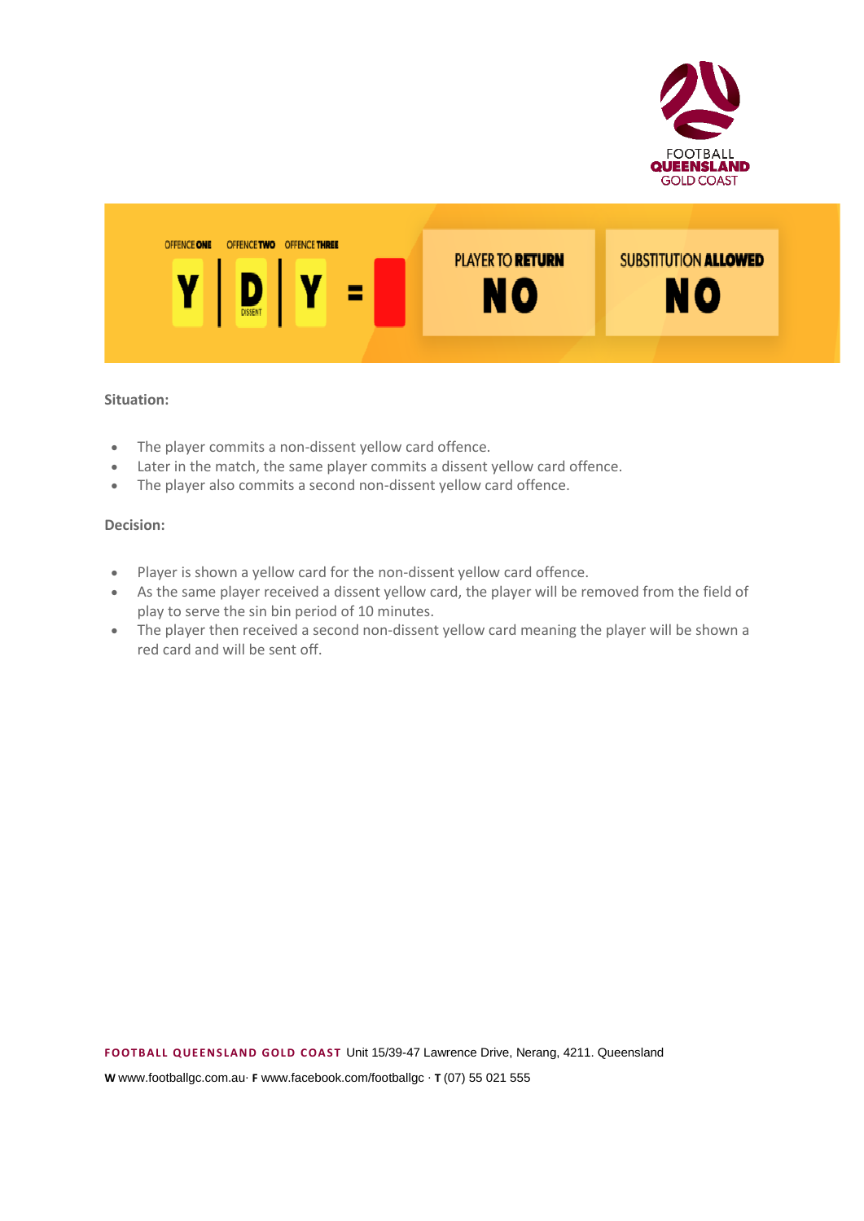OFFENCE ONE OFFENCE TWO OFFENCE THREE

Y | D | Y =

DISSENT

PLAYER TO RETURN

NO

SUBSTITUTION ALLOWED

NO

**Situation:**

- The player commits a non-dissent yellow card offence.
- Later in the match, the same player commits a dissent yellow card offence.
- The player also commits a second non-dissent yellow card offence.

**Decision:**

- Player is shown a yellow card for the non-dissent yellow card offence.
- As the same player received a dissent yellow card, the player will be removed from the field of play to serve the sin bin period of 10 minutes.
- The player then received a second non-dissent yellow card meaning the player will be shown a red card and will be sent off.